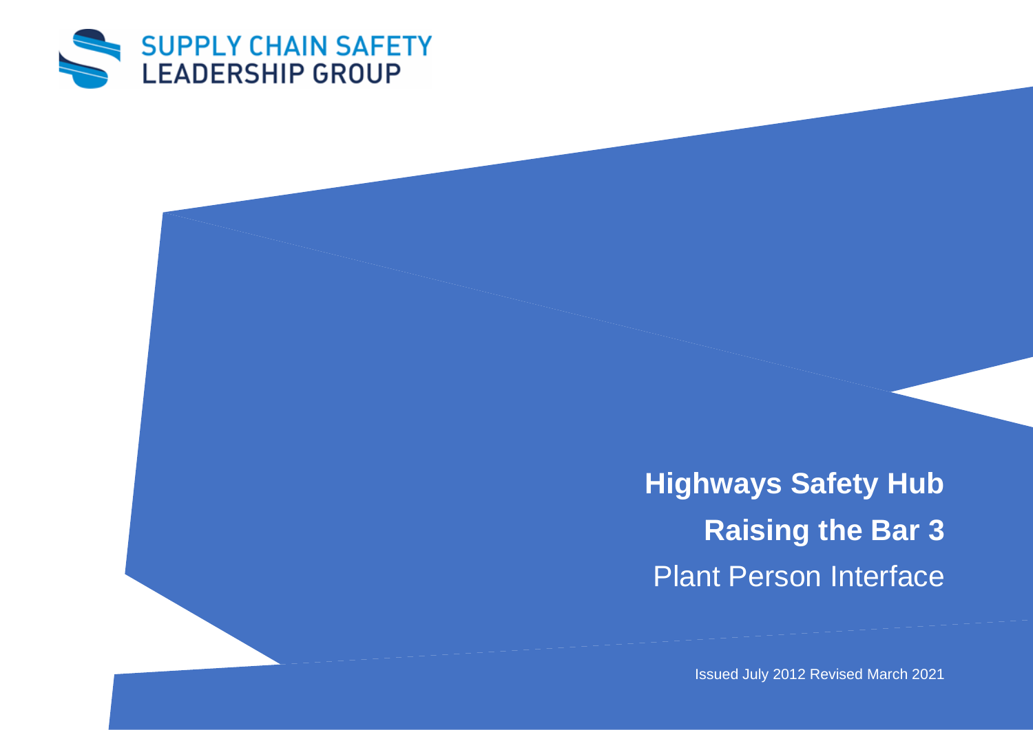SUPPLY CHAIN SAFETY LEADERSHIP GROUP

# Highways Safety Hub

## Raising the Bar 3

Plant Person Interface

Issued July 2012 Revised March 2021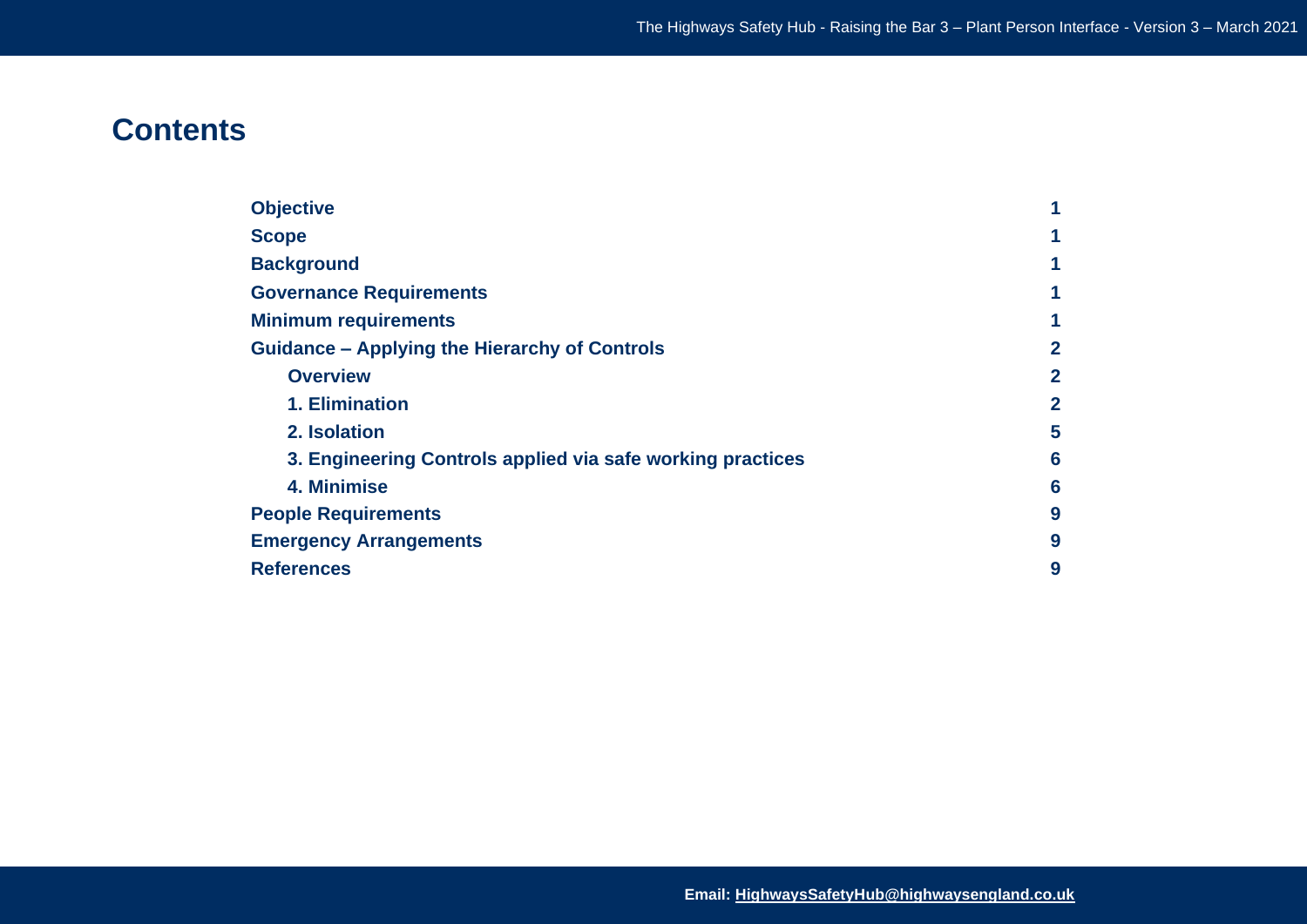# Contents

| | |
|---|---|
| **Objective** | **1** |
| **Scope** | **1** |
| **Background** | **1** |
| **Governance Requirements** | **1** |
| **Minimum requirements** | **1** |
| **Guidance – Applying the Hierarchy of Controls** | **2** |
| &nbsp;&nbsp;&nbsp;&nbsp;**Overview** | **2** |
| &nbsp;&nbsp;&nbsp;&nbsp;**1. Elimination** | **2** |
| &nbsp;&nbsp;&nbsp;&nbsp;**2. Isolation** | **5** |
| &nbsp;&nbsp;&nbsp;&nbsp;**3. Engineering Controls applied via safe working practices** | **6** |
| &nbsp;&nbsp;&nbsp;&nbsp;**4. Minimise** | **6** |
| **People Requirements** | **9** |
| **Emergency Arrangements** | **9** |
| **References** | **9** |

**Email: HighwaysSafetyHub@highwaysengland.co.uk**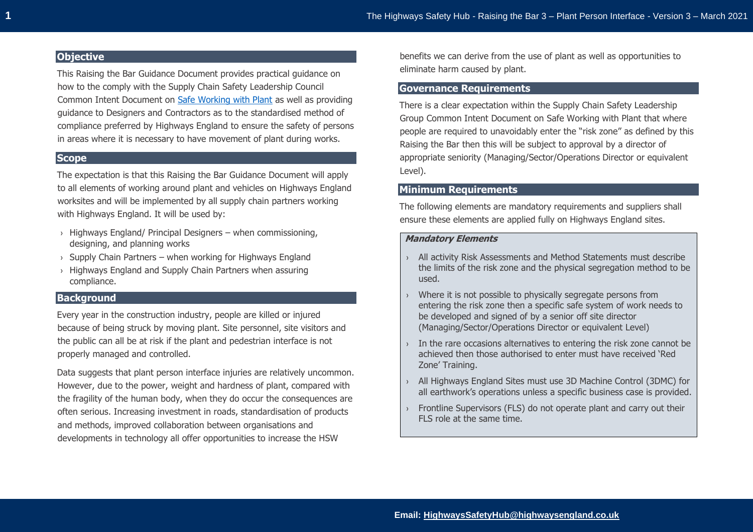## Objective

This Raising the Bar Guidance Document provides practical guidance on how to the comply with the Supply Chain Safety Leadership Council Common Intent Document on [Safe Working with Plant]() as well as providing guidance to Designers and Contractors as to the standardised method of compliance preferred by Highways England to ensure the safety of persons in areas where it is necessary to have movement of plant during works.

## Scope

The expectation is that this Raising the Bar Guidance Document will apply to all elements of working around plant and vehicles on Highways England worksites and will be implemented by all supply chain partners working with Highways England. It will be used by:

- Highways England/ Principal Designers – when commissioning, designing, and planning works
- Supply Chain Partners – when working for Highways England
- Highways England and Supply Chain Partners when assuring compliance.

## Background

Every year in the construction industry, people are killed or injured because of being struck by moving plant. Site personnel, site visitors and the public can all be at risk if the plant and pedestrian interface is not properly managed and controlled.

Data suggests that plant person interface injuries are relatively uncommon. However, due to the power, weight and hardness of plant, compared with the fragility of the human body, when they do occur the consequences are often serious. Increasing investment in roads, standardisation of products and methods, improved collaboration between organisations and developments in technology all offer opportunities to increase the HSW benefits we can derive from the use of plant as well as opportunities to eliminate harm caused by plant.

## Governance Requirements

There is a clear expectation within the Supply Chain Safety Leadership Group Common Intent Document on Safe Working with Plant that where people are required to unavoidably enter the "risk zone" as defined by this Raising the Bar then this will be subject to approval by a director of appropriate seniority (Managing/Sector/Operations Director or equivalent Level).

## Minimum Requirements

The following elements are mandatory requirements and suppliers shall ensure these elements are applied fully on Highways England sites.

***Mandatory Elements***

- All activity Risk Assessments and Method Statements must describe the limits of the risk zone and the physical segregation method to be used.
- Where it is not possible to physically segregate persons from entering the risk zone then a specific safe system of work needs to be developed and signed of by a senior off site director (Managing/Sector/Operations Director or equivalent Level)
- In the rare occasions alternatives to entering the risk zone cannot be achieved then those authorised to enter must have received 'Red Zone' Training.
- All Highways England Sites must use 3D Machine Control (3DMC) for all earthwork's operations unless a specific business case is provided.
- Frontline Supervisors (FLS) do not operate plant and carry out their FLS role at the same time.

**Email: HighwaysSafetyHub@highwaysengland.co.uk**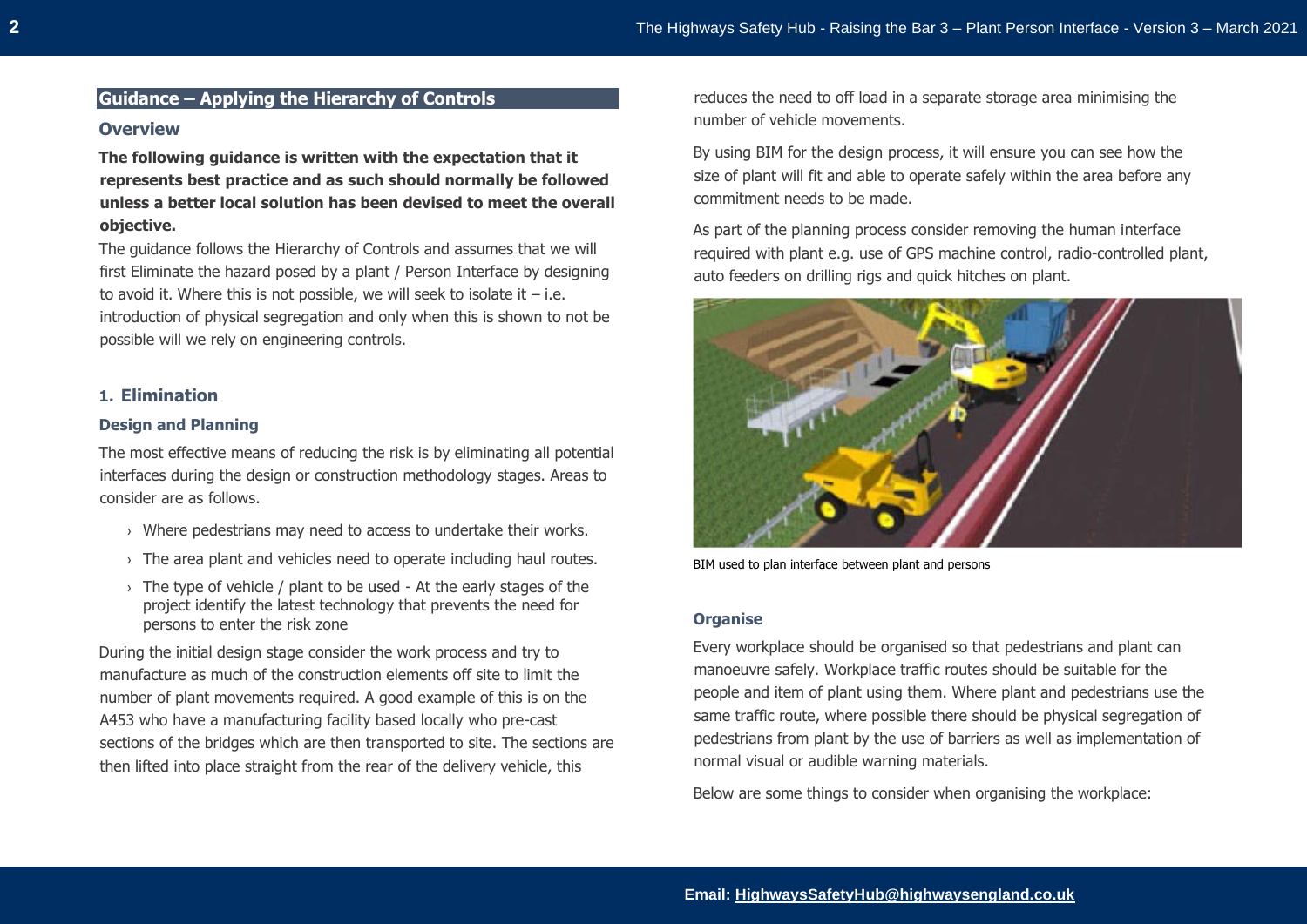## Guidance – Applying the Hierarchy of Controls

### Overview

**The following guidance is written with the expectation that it represents best practice and as such should normally be followed unless a better local solution has been devised to meet the overall objective.**

The guidance follows the Hierarchy of Controls and assumes that we will first Eliminate the hazard posed by a plant / Person Interface by designing to avoid it. Where this is not possible, we will seek to isolate it – i.e. introduction of physical segregation and only when this is shown to not be possible will we rely on engineering controls.

### 1. Elimination

#### Design and Planning

The most effective means of reducing the risk is by eliminating all potential interfaces during the design or construction methodology stages. Areas to consider are as follows.

- Where pedestrians may need to access to undertake their works.
- The area plant and vehicles need to operate including haul routes.
- The type of vehicle / plant to be used - At the early stages of the project identify the latest technology that prevents the need for persons to enter the risk zone

During the initial design stage consider the work process and try to manufacture as much of the construction elements off site to limit the number of plant movements required. A good example of this is on the A453 who have a manufacturing facility based locally who pre-cast sections of the bridges which are then transported to site. The sections are then lifted into place straight from the rear of the delivery vehicle, this reduces the need to off load in a separate storage area minimising the number of vehicle movements.

By using BIM for the design process, it will ensure you can see how the size of plant will fit and able to operate safely within the area before any commitment needs to be made.

As part of the planning process consider removing the human interface required with plant e.g. use of GPS machine control, radio-controlled plant, auto feeders on drilling rigs and quick hitches on plant.

BIM used to plan interface between plant and persons

#### Organise

Every workplace should be organised so that pedestrians and plant can manoeuvre safely. Workplace traffic routes should be suitable for the people and item of plant using them. Where plant and pedestrians use the same traffic route, where possible there should be physical segregation of pedestrians from plant by the use of barriers as well as implementation of normal visual or audible warning materials.

Below are some things to consider when organising the workplace: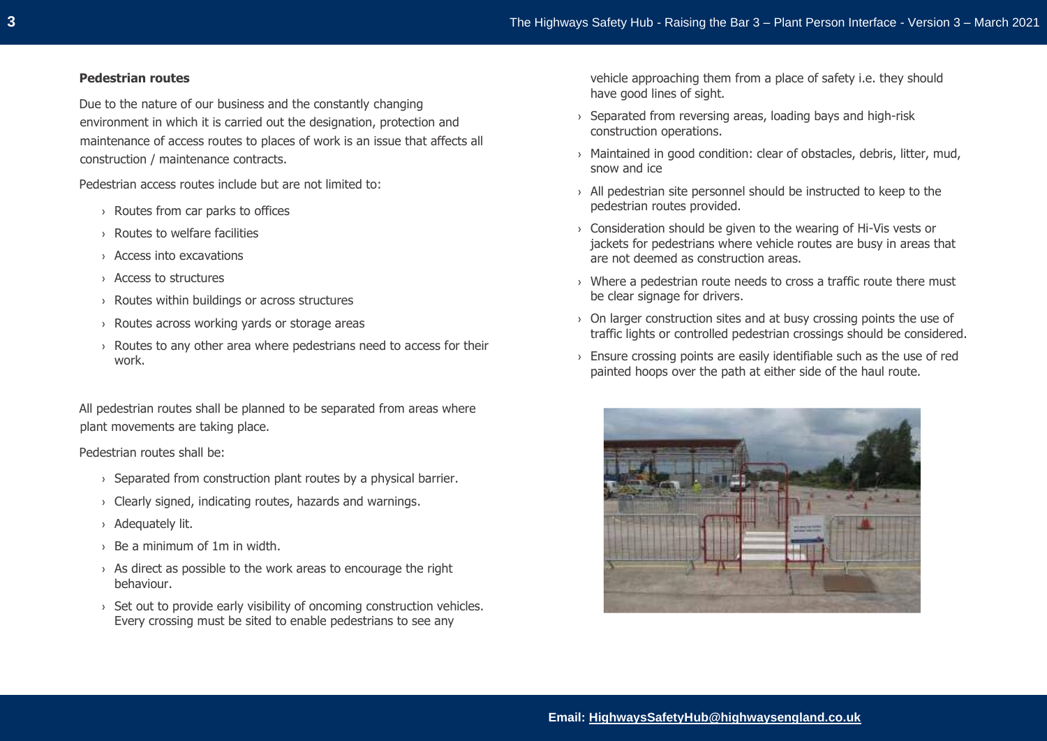### Pedestrian routes

Due to the nature of our business and the constantly changing environment in which it is carried out the designation, protection and maintenance of access routes to places of work is an issue that affects all construction / maintenance contracts.

Pedestrian access routes include but are not limited to:

- Routes from car parks to offices
- Routes to welfare facilities
- Access into excavations
- Access to structures
- Routes within buildings or across structures
- Routes across working yards or storage areas
- Routes to any other area where pedestrians need to access for their work.

All pedestrian routes shall be planned to be separated from areas where plant movements are taking place.

Pedestrian routes shall be:

- Separated from construction plant routes by a physical barrier.
- Clearly signed, indicating routes, hazards and warnings.
- Adequately lit.
- Be a minimum of 1m in width.
- As direct as possible to the work areas to encourage the right behaviour.
- Set out to provide early visibility of oncoming construction vehicles. Every crossing must be sited to enable pedestrians to see any vehicle approaching them from a place of safety i.e. they should have good lines of sight.
- Separated from reversing areas, loading bays and high-risk construction operations.
- Maintained in good condition: clear of obstacles, debris, litter, mud, snow and ice
- All pedestrian site personnel should be instructed to keep to the pedestrian routes provided.
- Consideration should be given to the wearing of Hi-Vis vests or jackets for pedestrians where vehicle routes are busy in areas that are not deemed as construction areas.
- Where a pedestrian route needs to cross a traffic route there must be clear signage for drivers.
- On larger construction sites and at busy crossing points the use of traffic lights or controlled pedestrian crossings should be considered.
- Ensure crossing points are easily identifiable such as the use of red painted hoops over the path at either side of the haul route.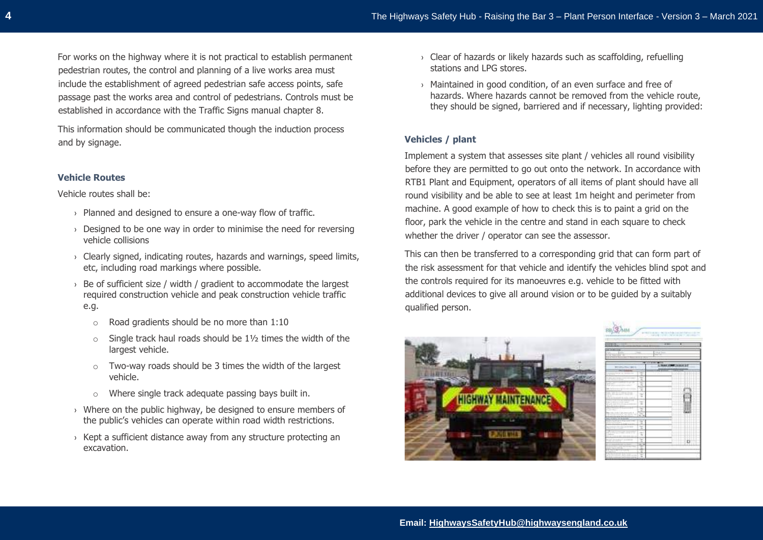For works on the highway where it is not practical to establish permanent pedestrian routes, the control and planning of a live works area must include the establishment of agreed pedestrian safe access points, safe passage past the works area and control of pedestrians. Controls must be established in accordance with the Traffic Signs manual chapter 8.

This information should be communicated though the induction process and by signage.

### Vehicle Routes

Vehicle routes shall be:

- Planned and designed to ensure a one-way flow of traffic.
- Designed to be one way in order to minimise the need for reversing vehicle collisions
- Clearly signed, indicating routes, hazards and warnings, speed limits, etc, including road markings where possible.
- Be of sufficient size / width / gradient to accommodate the largest required construction vehicle and peak construction vehicle traffic e.g.
    - Road gradients should be no more than 1:10
    - Single track haul roads should be 1½ times the width of the largest vehicle.
    - Two-way roads should be 3 times the width of the largest vehicle.
    - Where single track adequate passing bays built in.
- Where on the public highway, be designed to ensure members of the public's vehicles can operate within road width restrictions.
- Kept a sufficient distance away from any structure protecting an excavation.
- Clear of hazards or likely hazards such as scaffolding, refuelling stations and LPG stores.
- Maintained in good condition, of an even surface and free of hazards. Where hazards cannot be removed from the vehicle route, they should be signed, barriered and if necessary, lighting provided:

### Vehicles / plant

Implement a system that assesses site plant / vehicles all round visibility before they are permitted to go out onto the network. In accordance with RTB1 Plant and Equipment, operators of all items of plant should have all round visibility and be able to see at least 1m height and perimeter from machine. A good example of how to check this is to paint a grid on the floor, park the vehicle in the centre and stand in each square to check whether the driver / operator can see the assessor.

This can then be transferred to a corresponding grid that can form part of the risk assessment for that vehicle and identify the vehicles blind spot and the controls required for its manoeuvres e.g. vehicle to be fitted with additional devices to give all around vision or to be guided by a suitably qualified person.

Email: HighwaysSafetyHub@highwaysengland.co.uk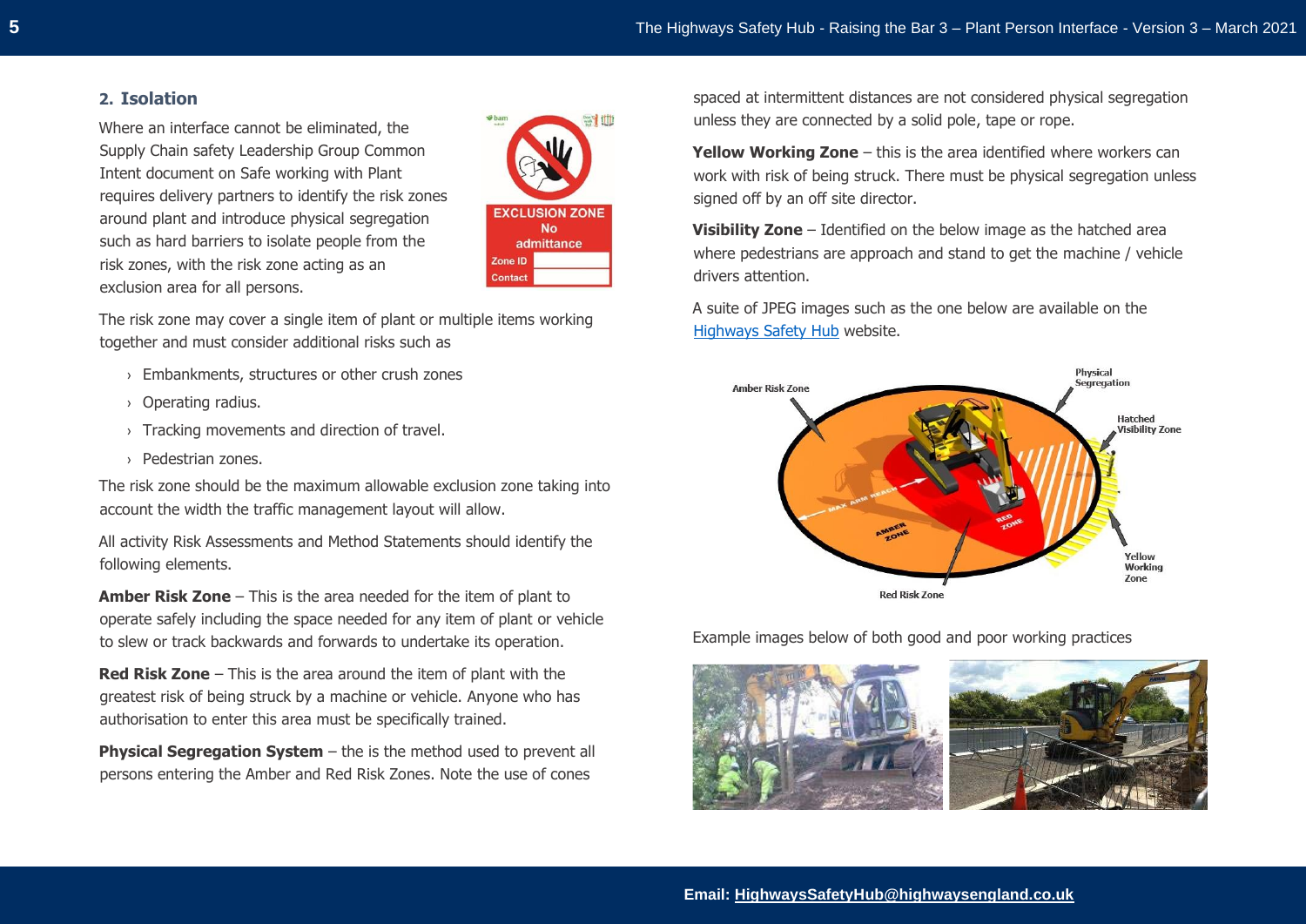## 2. Isolation

Where an interface cannot be eliminated, the Supply Chain safety Leadership Group Common Intent document on Safe working with Plant requires delivery partners to identify the risk zones around plant and introduce physical segregation such as hard barriers to isolate people from the risk zones, with the risk zone acting as an exclusion area for all persons.

The risk zone may cover a single item of plant or multiple items working together and must consider additional risks such as

- Embankments, structures or other crush zones
- Operating radius.
- Tracking movements and direction of travel.
- Pedestrian zones.

The risk zone should be the maximum allowable exclusion zone taking into account the width the traffic management layout will allow.

All activity Risk Assessments and Method Statements should identify the following elements.

**Amber Risk Zone** – This is the area needed for the item of plant to operate safely including the space needed for any item of plant or vehicle to slew or track backwards and forwards to undertake its operation.

**Red Risk Zone** – This is the area around the item of plant with the greatest risk of being struck by a machine or vehicle. Anyone who has authorisation to enter this area must be specifically trained.

**Physical Segregation System** – the is the method used to prevent all persons entering the Amber and Red Risk Zones. Note the use of cones spaced at intermittent distances are not considered physical segregation unless they are connected by a solid pole, tape or rope.

**Yellow Working Zone** – this is the area identified where workers can work with risk of being struck. There must be physical segregation unless signed off by an off site director.

**Visibility Zone** – Identified on the below image as the hatched area where pedestrians are approach and stand to get the machine / vehicle drivers attention.

A suite of JPEG images such as the one below are available on the [Highways Safety Hub](#) website.

Example images below of both good and poor working practices

**Email: HighwaysSafetyHub@highwaysengland.co.uk**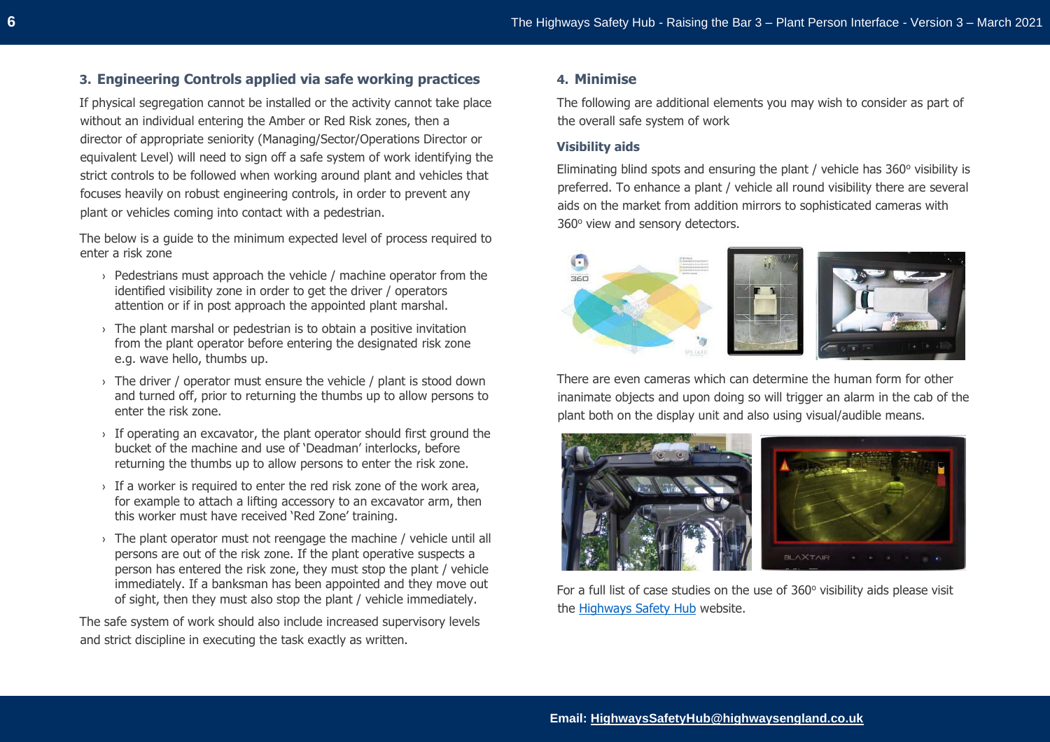## 3. Engineering Controls applied via safe working practices

If physical segregation cannot be installed or the activity cannot take place without an individual entering the Amber or Red Risk zones, then a director of appropriate seniority (Managing/Sector/Operations Director or equivalent Level) will need to sign off a safe system of work identifying the strict controls to be followed when working around plant and vehicles that focuses heavily on robust engineering controls, in order to prevent any plant or vehicles coming into contact with a pedestrian.

The below is a guide to the minimum expected level of process required to enter a risk zone

- Pedestrians must approach the vehicle / machine operator from the identified visibility zone in order to get the driver / operators attention or if in post approach the appointed plant marshal.
- The plant marshal or pedestrian is to obtain a positive invitation from the plant operator before entering the designated risk zone e.g. wave hello, thumbs up.
- The driver / operator must ensure the vehicle / plant is stood down and turned off, prior to returning the thumbs up to allow persons to enter the risk zone.
- If operating an excavator, the plant operator should first ground the bucket of the machine and use of 'Deadman' interlocks, before returning the thumbs up to allow persons to enter the risk zone.
- If a worker is required to enter the red risk zone of the work area, for example to attach a lifting accessory to an excavator arm, then this worker must have received 'Red Zone' training.
- The plant operator must not reengage the machine / vehicle until all persons are out of the risk zone. If the plant operative suspects a person has entered the risk zone, they must stop the plant / vehicle immediately. If a banksman has been appointed and they move out of sight, then they must also stop the plant / vehicle immediately.

The safe system of work should also include increased supervisory levels and strict discipline in executing the task exactly as written.

## 4. Minimise

The following are additional elements you may wish to consider as part of the overall safe system of work

### Visibility aids

Eliminating blind spots and ensuring the plant / vehicle has 360° visibility is preferred. To enhance a plant / vehicle all round visibility there are several aids on the market from addition mirrors to sophisticated cameras with 360° view and sensory detectors.

There are even cameras which can determine the human form for other inanimate objects and upon doing so will trigger an alarm in the cab of the plant both on the display unit and also using visual/audible means.

For a full list of case studies on the use of 360° visibility aids please visit the Highways Safety Hub website.

**Email: HighwaysSafetyHub@highwaysengland.co.uk**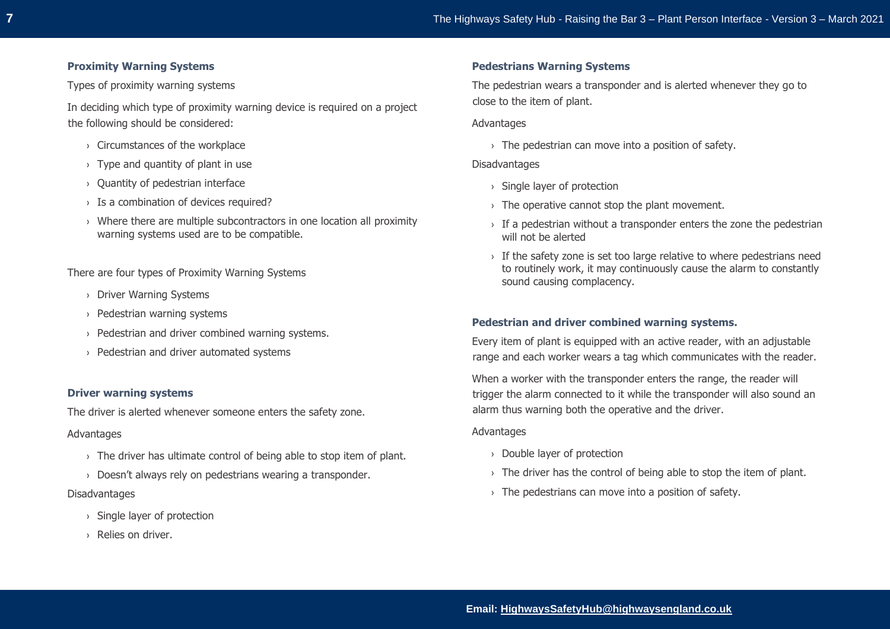### Proximity Warning Systems

Types of proximity warning systems

In deciding which type of proximity warning device is required on a project the following should be considered:

- Circumstances of the workplace
- Type and quantity of plant in use
- Quantity of pedestrian interface
- Is a combination of devices required?
- Where there are multiple subcontractors in one location all proximity warning systems used are to be compatible.

There are four types of Proximity Warning Systems

- Driver Warning Systems
- Pedestrian warning systems
- Pedestrian and driver combined warning systems.
- Pedestrian and driver automated systems

### Driver warning systems

The driver is alerted whenever someone enters the safety zone.

Advantages

- The driver has ultimate control of being able to stop item of plant.
- Doesn't always rely on pedestrians wearing a transponder.

Disadvantages

- Single layer of protection
- Relies on driver.

### Pedestrians Warning Systems

The pedestrian wears a transponder and is alerted whenever they go to close to the item of plant.

Advantages

- The pedestrian can move into a position of safety.

Disadvantages

- Single layer of protection
- The operative cannot stop the plant movement.
- If a pedestrian without a transponder enters the zone the pedestrian will not be alerted
- If the safety zone is set too large relative to where pedestrians need to routinely work, it may continuously cause the alarm to constantly sound causing complacency.

### Pedestrian and driver combined warning systems.

Every item of plant is equipped with an active reader, with an adjustable range and each worker wears a tag which communicates with the reader.

When a worker with the transponder enters the range, the reader will trigger the alarm connected to it while the transponder will also sound an alarm thus warning both the operative and the driver.

Advantages

- Double layer of protection
- The driver has the control of being able to stop the item of plant.
- The pedestrians can move into a position of safety.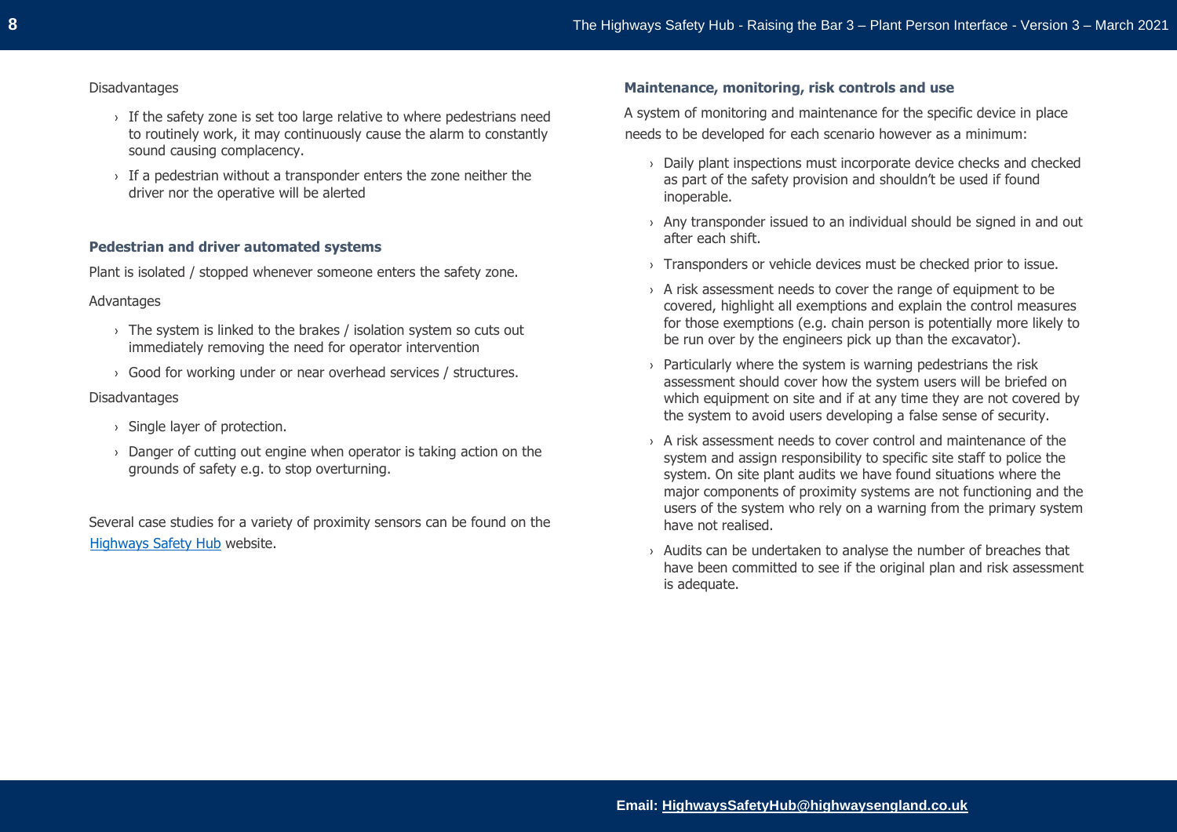Disadvantages

- If the safety zone is set too large relative to where pedestrians need to routinely work, it may continuously cause the alarm to constantly sound causing complacency.
- If a pedestrian without a transponder enters the zone neither the driver nor the operative will be alerted

### Pedestrian and driver automated systems

Plant is isolated / stopped whenever someone enters the safety zone.

Advantages

- The system is linked to the brakes / isolation system so cuts out immediately removing the need for operator intervention
- Good for working under or near overhead services / structures.

Disadvantages

- Single layer of protection.
- Danger of cutting out engine when operator is taking action on the grounds of safety e.g. to stop overturning.

Several case studies for a variety of proximity sensors can be found on the [Highways Safety Hub](Highways Safety Hub) website.

### Maintenance, monitoring, risk controls and use

A system of monitoring and maintenance for the specific device in place needs to be developed for each scenario however as a minimum:

- Daily plant inspections must incorporate device checks and checked as part of the safety provision and shouldn't be used if found inoperable.
- Any transponder issued to an individual should be signed in and out after each shift.
- Transponders or vehicle devices must be checked prior to issue.
- A risk assessment needs to cover the range of equipment to be covered, highlight all exemptions and explain the control measures for those exemptions (e.g. chain person is potentially more likely to be run over by the engineers pick up than the excavator).
- Particularly where the system is warning pedestrians the risk assessment should cover how the system users will be briefed on which equipment on site and if at any time they are not covered by the system to avoid users developing a false sense of security.
- A risk assessment needs to cover control and maintenance of the system and assign responsibility to specific site staff to police the system. On site plant audits we have found situations where the major components of proximity systems are not functioning and the users of the system who rely on a warning from the primary system have not realised.
- Audits can be undertaken to analyse the number of breaches that have been committed to see if the original plan and risk assessment is adequate.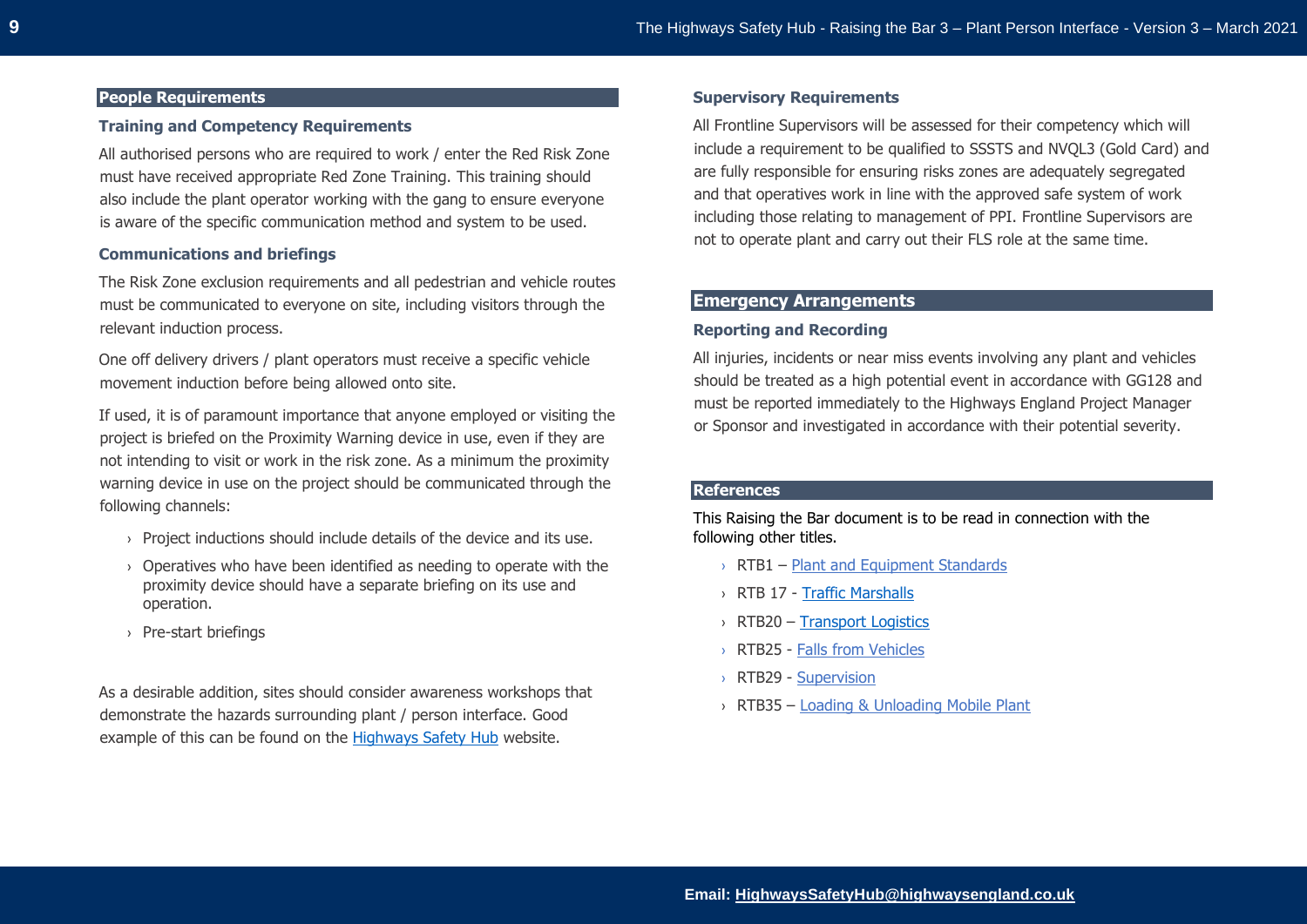## People Requirements

### Training and Competency Requirements

All authorised persons who are required to work / enter the Red Risk Zone must have received appropriate Red Zone Training. This training should also include the plant operator working with the gang to ensure everyone is aware of the specific communication method and system to be used.

### Communications and briefings

The Risk Zone exclusion requirements and all pedestrian and vehicle routes must be communicated to everyone on site, including visitors through the relevant induction process.

One off delivery drivers / plant operators must receive a specific vehicle movement induction before being allowed onto site.

If used, it is of paramount importance that anyone employed or visiting the project is briefed on the Proximity Warning device in use, even if they are not intending to visit or work in the risk zone. As a minimum the proximity warning device in use on the project should be communicated through the following channels:

- Project inductions should include details of the device and its use.
- Operatives who have been identified as needing to operate with the proximity device should have a separate briefing on its use and operation.
- Pre-start briefings

As a desirable addition, sites should consider awareness workshops that demonstrate the hazards surrounding plant / person interface. Good example of this can be found on the [Highways Safety Hub] website.

### Supervisory Requirements

All Frontline Supervisors will be assessed for their competency which will include a requirement to be qualified to SSSTS and NVQL3 (Gold Card) and are fully responsible for ensuring risks zones are adequately segregated and that operatives work in line with the approved safe system of work including those relating to management of PPI. Frontline Supervisors are not to operate plant and carry out their FLS role at the same time.

## Emergency Arrangements

### Reporting and Recording

All injuries, incidents or near miss events involving any plant and vehicles should be treated as a high potential event in accordance with GG128 and must be reported immediately to the Highways England Project Manager or Sponsor and investigated in accordance with their potential severity.

## References

This Raising the Bar document is to be read in connection with the following other titles.

- RTB1 – Plant and Equipment Standards
- RTB 17 - Traffic Marshalls
- RTB20 – Transport Logistics
- RTB25 - Falls from Vehicles
- RTB29 - Supervision
- RTB35 – Loading & Unloading Mobile Plant

Email: HighwaysSafetyHub@highwaysengland.co.uk